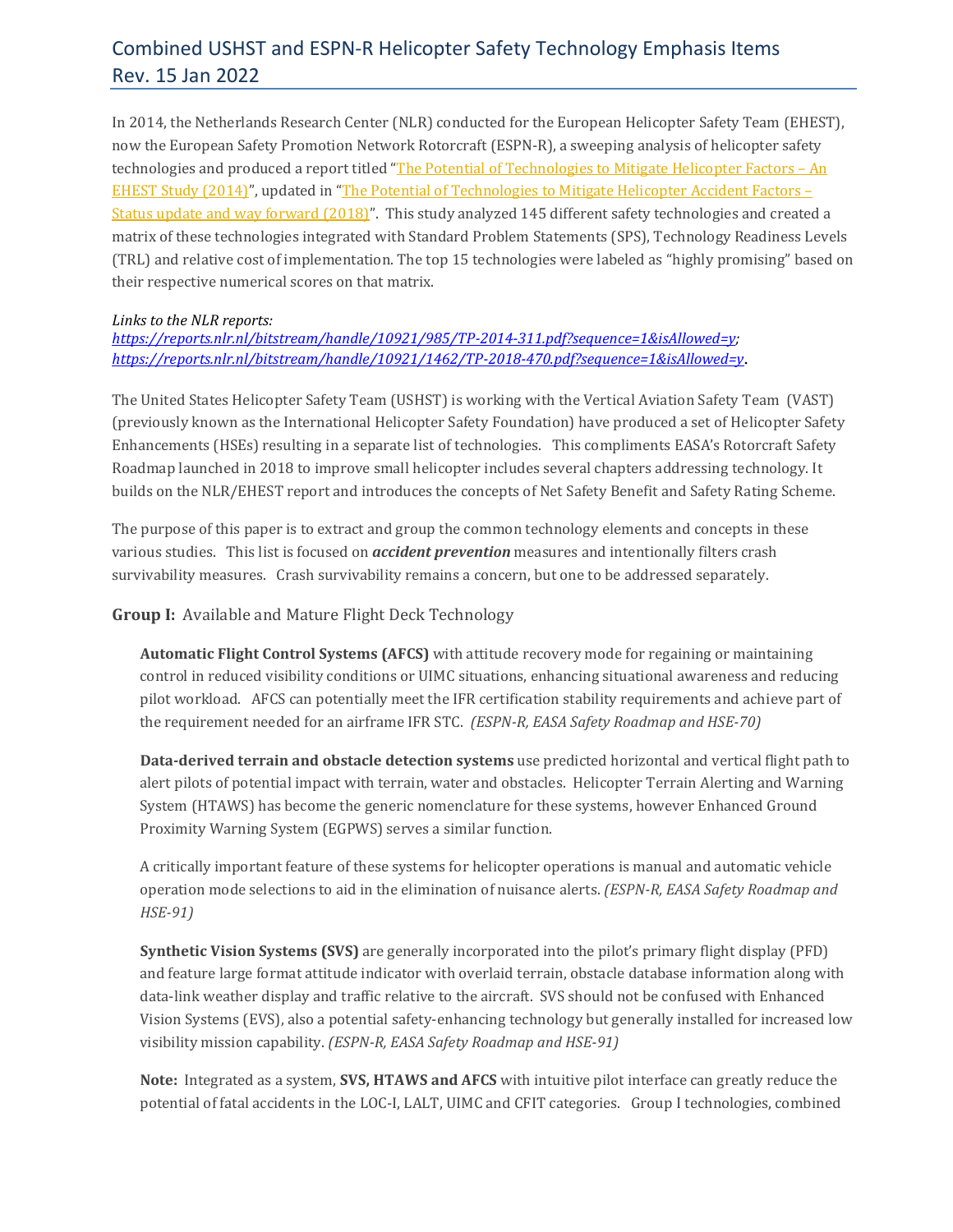# Combined USHST and ESPN-R Helicopter Safety Technology Emphasis Items
## Rev. 15 Jan 2022

In 2014, the Netherlands Research Center (NLR) conducted for the European Helicopter Safety Team (EHEST), now the European Safety Promotion Network Rotorcraft (ESPN-R), a sweeping analysis of helicopter safety technologies and produced a report titled "The Potential of Technologies to Mitigate Helicopter Factors – An EHEST Study (2014)", updated in "The Potential of Technologies to Mitigate Helicopter Accident Factors – Status update and way forward (2018)". This study analyzed 145 different safety technologies and created a matrix of these technologies integrated with Standard Problem Statements (SPS), Technology Readiness Levels (TRL) and relative cost of implementation. The top 15 technologies were labeled as "highly promising" based on their respective numerical scores on that matrix.

*Links to the NLR reports:*
*https://reports.nlr.nl/bitstream/handle/10921/985/TP-2014-311.pdf?sequence=1&isAllowed=y; https://reports.nlr.nl/bitstream/handle/10921/1462/TP-2018-470.pdf?sequence=1&isAllowed=y*.

The United States Helicopter Safety Team (USHST) is working with the Vertical Aviation Safety Team (VAST) (previously known as the International Helicopter Safety Foundation) have produced a set of Helicopter Safety Enhancements (HSEs) resulting in a separate list of technologies. This compliments EASA's Rotorcraft Safety Roadmap launched in 2018 to improve small helicopter includes several chapters addressing technology. It builds on the NLR/EHEST report and introduces the concepts of Net Safety Benefit and Safety Rating Scheme.

The purpose of this paper is to extract and group the common technology elements and concepts in these various studies. This list is focused on ***accident prevention*** measures and intentionally filters crash survivability measures. Crash survivability remains a concern, but one to be addressed separately.

### Group I: Available and Mature Flight Deck Technology

**Automatic Flight Control Systems (AFCS)** with attitude recovery mode for regaining or maintaining control in reduced visibility conditions or UIMC situations, enhancing situational awareness and reducing pilot workload. AFCS can potentially meet the IFR certification stability requirements and achieve part of the requirement needed for an airframe IFR STC. *(ESPN-R, EASA Safety Roadmap and HSE-70)*

**Data-derived terrain and obstacle detection systems** use predicted horizontal and vertical flight path to alert pilots of potential impact with terrain, water and obstacles. Helicopter Terrain Alerting and Warning System (HTAWS) has become the generic nomenclature for these systems, however Enhanced Ground Proximity Warning System (EGPWS) serves a similar function.

A critically important feature of these systems for helicopter operations is manual and automatic vehicle operation mode selections to aid in the elimination of nuisance alerts. *(ESPN-R, EASA Safety Roadmap and HSE-91)*

**Synthetic Vision Systems (SVS)** are generally incorporated into the pilot's primary flight display (PFD) and feature large format attitude indicator with overlaid terrain, obstacle database information along with data-link weather display and traffic relative to the aircraft. SVS should not be confused with Enhanced Vision Systems (EVS), also a potential safety-enhancing technology but generally installed for increased low visibility mission capability. *(ESPN-R, EASA Safety Roadmap and HSE-91)*

**Note:** Integrated as a system, **SVS, HTAWS and AFCS** with intuitive pilot interface can greatly reduce the potential of fatal accidents in the LOC-I, LALT, UIMC and CFIT categories. Group I technologies, combined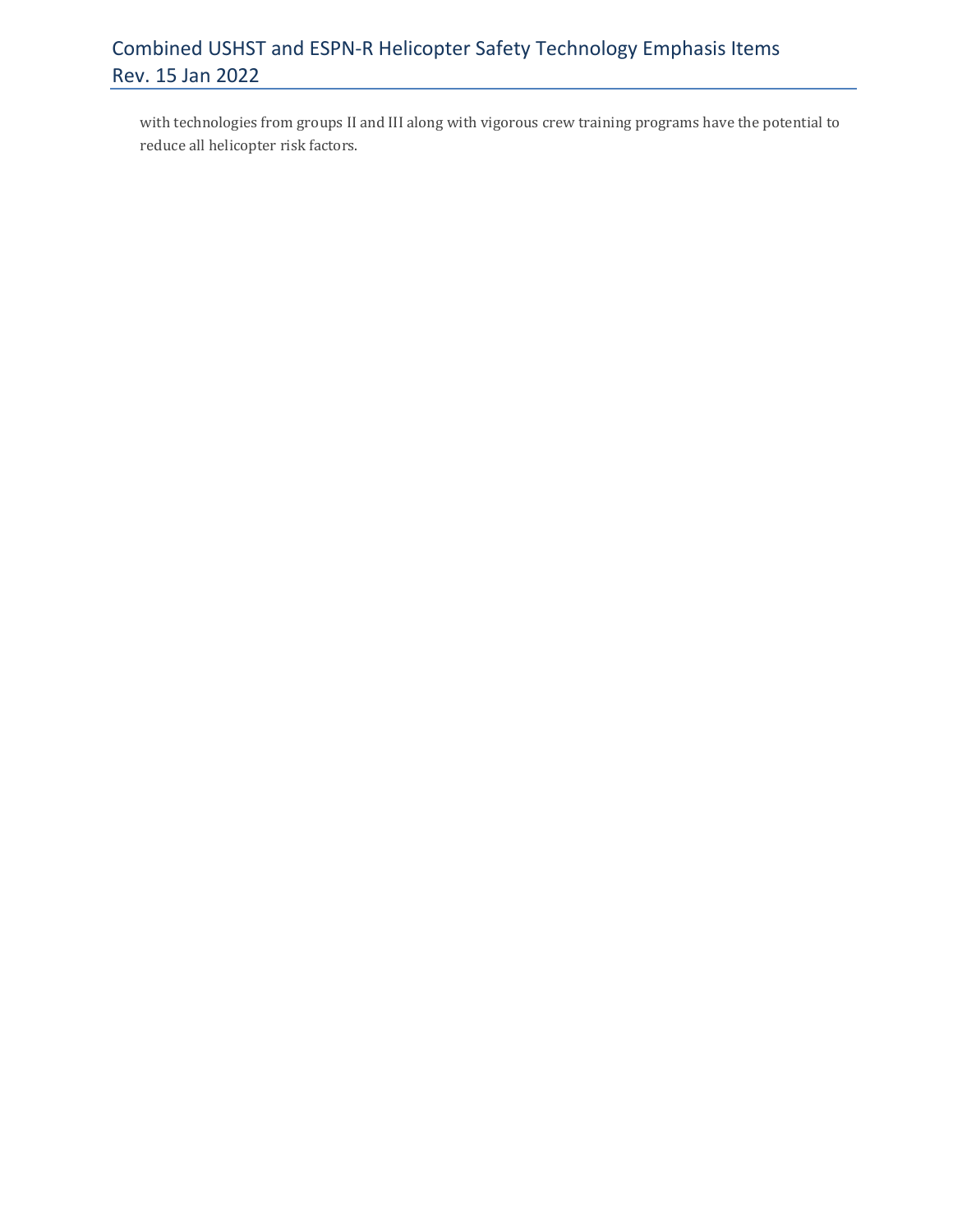with technologies from groups II and III along with vigorous crew training programs have the potential to reduce all helicopter risk factors.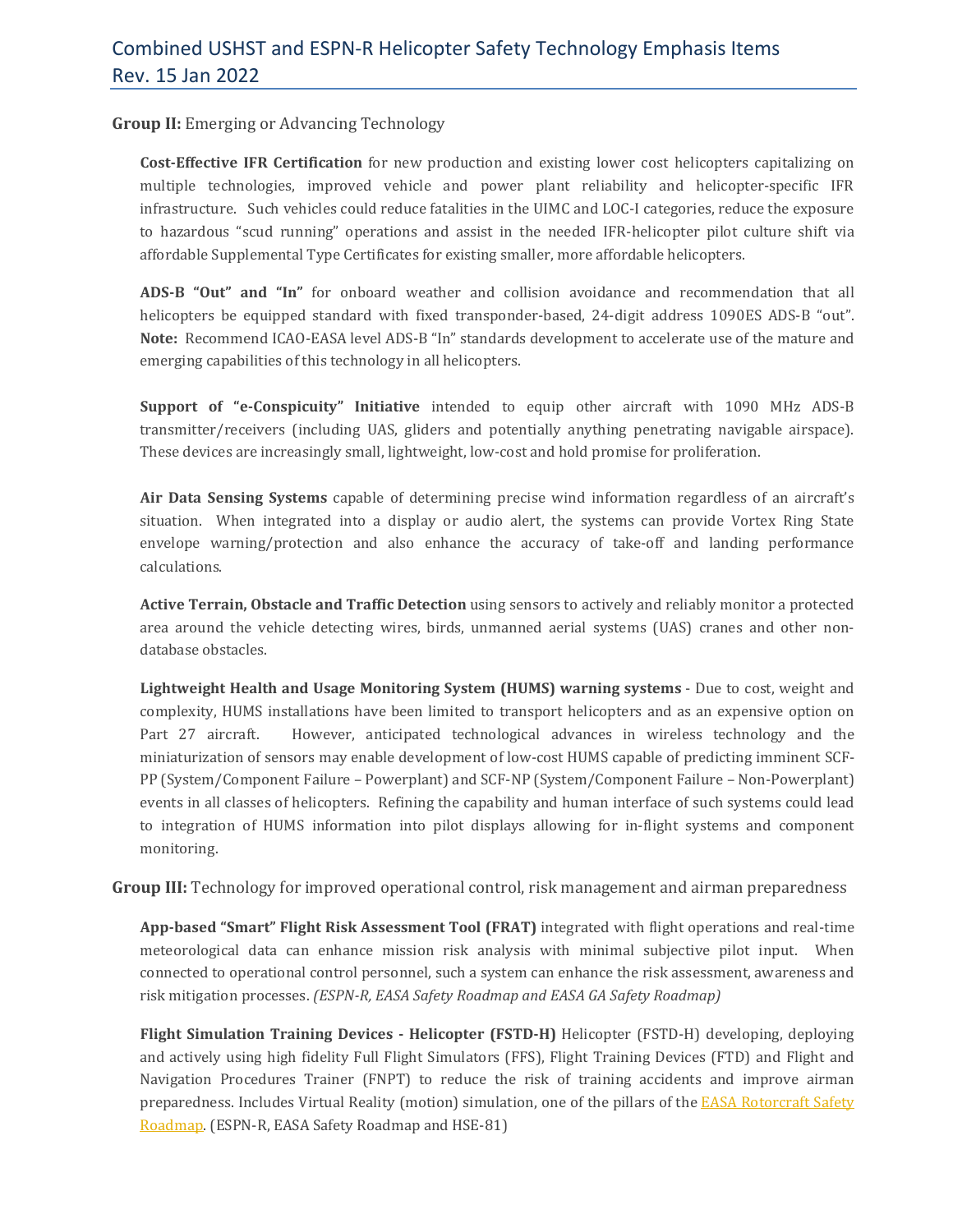**Group II:** Emerging or Advancing Technology

**Cost-Effective IFR Certification** for new production and existing lower cost helicopters capitalizing on multiple technologies, improved vehicle and power plant reliability and helicopter-specific IFR infrastructure. Such vehicles could reduce fatalities in the UIMC and LOC-I categories, reduce the exposure to hazardous "scud running" operations and assist in the needed IFR-helicopter pilot culture shift via affordable Supplemental Type Certificates for existing smaller, more affordable helicopters.

**ADS-B "Out" and "In"** for onboard weather and collision avoidance and recommendation that all helicopters be equipped standard with fixed transponder-based, 24-digit address 1090ES ADS-B "out". **Note:** Recommend ICAO-EASA level ADS-B "In" standards development to accelerate use of the mature and emerging capabilities of this technology in all helicopters.

**Support of "e-Conspicuity" Initiative** intended to equip other aircraft with 1090 MHz ADS-B transmitter/receivers (including UAS, gliders and potentially anything penetrating navigable airspace). These devices are increasingly small, lightweight, low-cost and hold promise for proliferation.

**Air Data Sensing Systems** capable of determining precise wind information regardless of an aircraft's situation. When integrated into a display or audio alert, the systems can provide Vortex Ring State envelope warning/protection and also enhance the accuracy of take-off and landing performance calculations.

**Active Terrain, Obstacle and Traffic Detection** using sensors to actively and reliably monitor a protected area around the vehicle detecting wires, birds, unmanned aerial systems (UAS) cranes and other non-database obstacles.

**Lightweight Health and Usage Monitoring System (HUMS) warning systems** - Due to cost, weight and complexity, HUMS installations have been limited to transport helicopters and as an expensive option on Part 27 aircraft. However, anticipated technological advances in wireless technology and the miniaturization of sensors may enable development of low-cost HUMS capable of predicting imminent SCF-PP (System/Component Failure – Powerplant) and SCF-NP (System/Component Failure – Non-Powerplant) events in all classes of helicopters. Refining the capability and human interface of such systems could lead to integration of HUMS information into pilot displays allowing for in-flight systems and component monitoring.

**Group III:** Technology for improved operational control, risk management and airman preparedness

**App-based "Smart" Flight Risk Assessment Tool (FRAT)** integrated with flight operations and real-time meteorological data can enhance mission risk analysis with minimal subjective pilot input. When connected to operational control personnel, such a system can enhance the risk assessment, awareness and risk mitigation processes. *(ESPN-R, EASA Safety Roadmap and EASA GA Safety Roadmap)*

**Flight Simulation Training Devices - Helicopter (FSTD-H)** Helicopter (FSTD-H) developing, deploying and actively using high fidelity Full Flight Simulators (FFS), Flight Training Devices (FTD) and Flight and Navigation Procedures Trainer (FNPT) to reduce the risk of training accidents and improve airman preparedness. Includes Virtual Reality (motion) simulation, one of the pillars of the EASA Rotorcraft Safety Roadmap. (ESPN-R, EASA Safety Roadmap and HSE-81)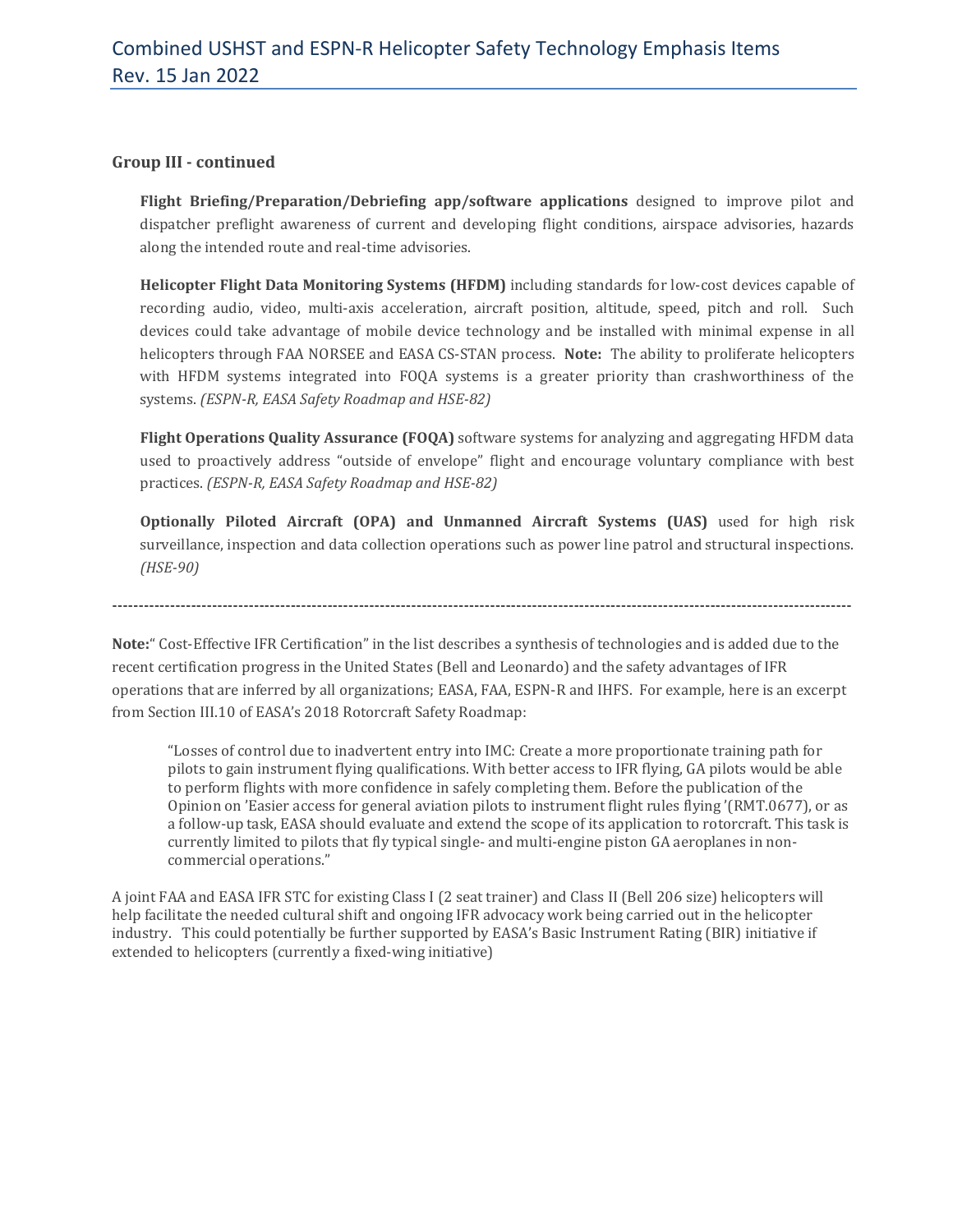**Group III - continued**

**Flight Briefing/Preparation/Debriefing app/software applications** designed to improve pilot and dispatcher preflight awareness of current and developing flight conditions, airspace advisories, hazards along the intended route and real-time advisories.

**Helicopter Flight Data Monitoring Systems (HFDM)** including standards for low-cost devices capable of recording audio, video, multi-axis acceleration, aircraft position, altitude, speed, pitch and roll. Such devices could take advantage of mobile device technology and be installed with minimal expense in all helicopters through FAA NORSEE and EASA CS-STAN process. **Note:** The ability to proliferate helicopters with HFDM systems integrated into FOQA systems is a greater priority than crashworthiness of the systems. *(ESPN-R, EASA Safety Roadmap and HSE-82)*

**Flight Operations Quality Assurance (FOQA)** software systems for analyzing and aggregating HFDM data used to proactively address "outside of envelope" flight and encourage voluntary compliance with best practices. *(ESPN-R, EASA Safety Roadmap and HSE-82)*

**Optionally Piloted Aircraft (OPA) and Unmanned Aircraft Systems (UAS)** used for high risk surveillance, inspection and data collection operations such as power line patrol and structural inspections. *(HSE-90)*

---

**Note:**" Cost-Effective IFR Certification" in the list describes a synthesis of technologies and is added due to the recent certification progress in the United States (Bell and Leonardo) and the safety advantages of IFR operations that are inferred by all organizations; EASA, FAA, ESPN-R and IHFS. For example, here is an excerpt from Section III.10 of EASA's 2018 Rotorcraft Safety Roadmap:

> "Losses of control due to inadvertent entry into IMC: Create a more proportionate training path for pilots to gain instrument flying qualifications. With better access to IFR flying, GA pilots would be able to perform flights with more confidence in safely completing them. Before the publication of the Opinion on 'Easier access for general aviation pilots to instrument flight rules flying '(RMT.0677), or as a follow-up task, EASA should evaluate and extend the scope of its application to rotorcraft. This task is currently limited to pilots that fly typical single- and multi-engine piston GA aeroplanes in non-commercial operations."

A joint FAA and EASA IFR STC for existing Class I (2 seat trainer) and Class II (Bell 206 size) helicopters will help facilitate the needed cultural shift and ongoing IFR advocacy work being carried out in the helicopter industry. This could potentially be further supported by EASA's Basic Instrument Rating (BIR) initiative if extended to helicopters (currently a fixed-wing initiative)